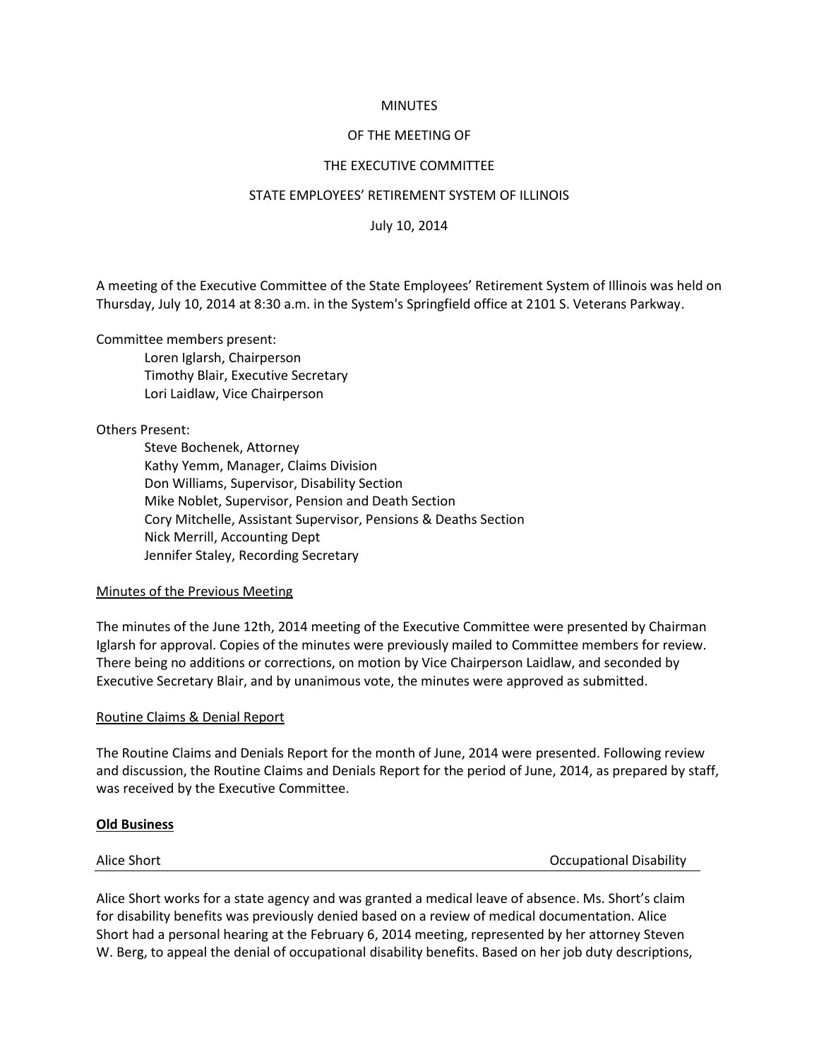MINUTES

OF THE MEETING OF

THE EXECUTIVE COMMITTEE

STATE EMPLOYEES' RETIREMENT SYSTEM OF ILLINOIS

July 10, 2014

A meeting of the Executive Committee of the State Employees' Retirement System of Illinois was held on Thursday, July 10, 2014 at 8:30 a.m. in the System's Springfield office at 2101 S. Veterans Parkway.

Committee members present:

- Loren Iglarsh, Chairperson
- Timothy Blair, Executive Secretary
- Lori Laidlaw, Vice Chairperson

Others Present:

- Steve Bochenek, Attorney
- Kathy Yemm, Manager, Claims Division
- Don Williams, Supervisor, Disability Section
- Mike Noblet, Supervisor, Pension and Death Section
- Cory Mitchelle, Assistant Supervisor, Pensions & Deaths Section
- Nick Merrill, Accounting Dept
- Jennifer Staley, Recording Secretary

Minutes of the Previous Meeting

The minutes of the June 12th, 2014 meeting of the Executive Committee were presented by Chairman Iglarsh for approval. Copies of the minutes were previously mailed to Committee members for review. There being no additions or corrections, on motion by Vice Chairperson Laidlaw, and seconded by Executive Secretary Blair, and by unanimous vote, the minutes were approved as submitted.

Routine Claims & Denial Report

The Routine Claims and Denials Report for the month of June, 2014 were presented. Following review and discussion, the Routine Claims and Denials Report for the period of June, 2014, as prepared by staff, was received by the Executive Committee.

**Old Business**

Alice Short — Occupational Disability

Alice Short works for a state agency and was granted a medical leave of absence. Ms. Short's claim for disability benefits was previously denied based on a review of medical documentation. Alice Short had a personal hearing at the February 6, 2014 meeting, represented by her attorney Steven W. Berg, to appeal the denial of occupational disability benefits. Based on her job duty descriptions,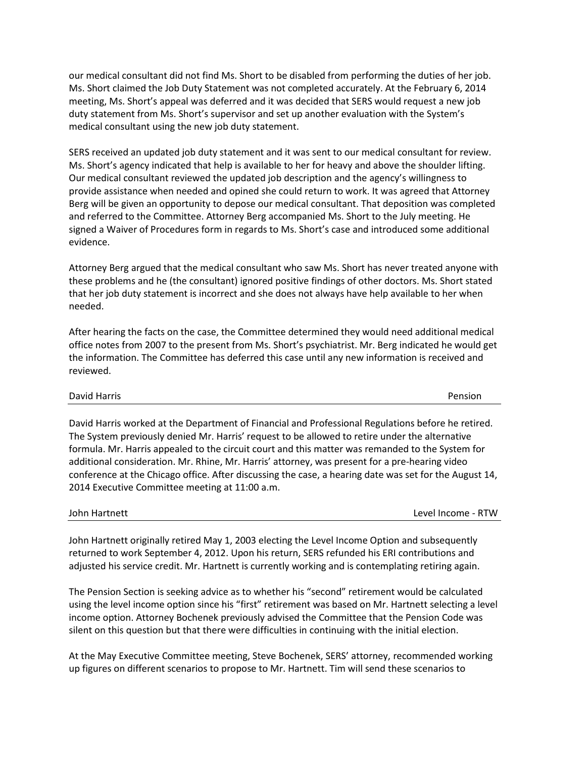our medical consultant did not find Ms. Short to be disabled from performing the duties of her job. Ms. Short claimed the Job Duty Statement was not completed accurately. At the February 6, 2014 meeting, Ms. Short's appeal was deferred and it was decided that SERS would request a new job duty statement from Ms. Short's supervisor and set up another evaluation with the System's medical consultant using the new job duty statement.

SERS received an updated job duty statement and it was sent to our medical consultant for review. Ms. Short's agency indicated that help is available to her for heavy and above the shoulder lifting. Our medical consultant reviewed the updated job description and the agency's willingness to provide assistance when needed and opined she could return to work. It was agreed that Attorney Berg will be given an opportunity to depose our medical consultant. That deposition was completed and referred to the Committee. Attorney Berg accompanied Ms. Short to the July meeting. He signed a Waiver of Procedures form in regards to Ms. Short's case and introduced some additional evidence.

Attorney Berg argued that the medical consultant who saw Ms. Short has never treated anyone with these problems and he (the consultant) ignored positive findings of other doctors. Ms. Short stated that her job duty statement is incorrect and she does not always have help available to her when needed.

After hearing the facts on the case, the Committee determined they would need additional medical office notes from 2007 to the present from Ms. Short's psychiatrist. Mr. Berg indicated he would get the information. The Committee has deferred this case until any new information is received and reviewed.

**David Harris** — Pension

David Harris worked at the Department of Financial and Professional Regulations before he retired. The System previously denied Mr. Harris' request to be allowed to retire under the alternative formula. Mr. Harris appealed to the circuit court and this matter was remanded to the System for additional consideration. Mr. Rhine, Mr. Harris' attorney, was present for a pre-hearing video conference at the Chicago office. After discussing the case, a hearing date was set for the August 14, 2014 Executive Committee meeting at 11:00 a.m.

**John Hartnett** — Level Income - RTW

John Hartnett originally retired May 1, 2003 electing the Level Income Option and subsequently returned to work September 4, 2012. Upon his return, SERS refunded his ERI contributions and adjusted his service credit. Mr. Hartnett is currently working and is contemplating retiring again.

The Pension Section is seeking advice as to whether his "second" retirement would be calculated using the level income option since his "first" retirement was based on Mr. Hartnett selecting a level income option. Attorney Bochenek previously advised the Committee that the Pension Code was silent on this question but that there were difficulties in continuing with the initial election.

At the May Executive Committee meeting, Steve Bochenek, SERS' attorney, recommended working up figures on different scenarios to propose to Mr. Hartnett. Tim will send these scenarios to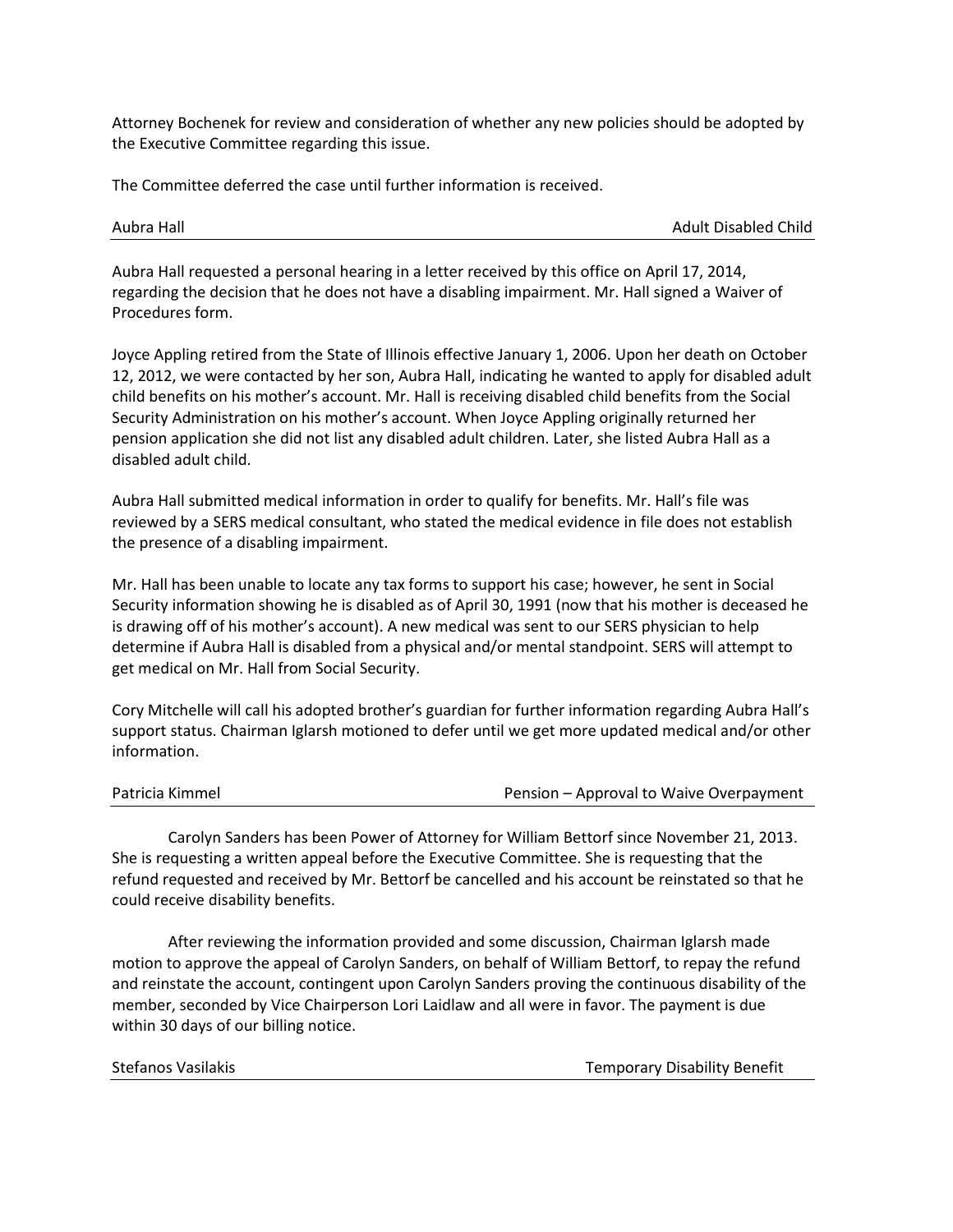Attorney Bochenek for review and consideration of whether any new policies should be adopted by the Executive Committee regarding this issue.

The Committee deferred the case until further information is received.

Aubra Hall — Adult Disabled Child

---

Aubra Hall requested a personal hearing in a letter received by this office on April 17, 2014, regarding the decision that he does not have a disabling impairment. Mr. Hall signed a Waiver of Procedures form.

Joyce Appling retired from the State of Illinois effective January 1, 2006. Upon her death on October 12, 2012, we were contacted by her son, Aubra Hall, indicating he wanted to apply for disabled adult child benefits on his mother's account. Mr. Hall is receiving disabled child benefits from the Social Security Administration on his mother's account. When Joyce Appling originally returned her pension application she did not list any disabled adult children. Later, she listed Aubra Hall as a disabled adult child.

Aubra Hall submitted medical information in order to qualify for benefits. Mr. Hall's file was reviewed by a SERS medical consultant, who stated the medical evidence in file does not establish the presence of a disabling impairment.

Mr. Hall has been unable to locate any tax forms to support his case; however, he sent in Social Security information showing he is disabled as of April 30, 1991 (now that his mother is deceased he is drawing off of his mother's account). A new medical was sent to our SERS physician to help determine if Aubra Hall is disabled from a physical and/or mental standpoint. SERS will attempt to get medical on Mr. Hall from Social Security.

Cory Mitchelle will call his adopted brother's guardian for further information regarding Aubra Hall's support status. Chairman Iglarsh motioned to defer until we get more updated medical and/or other information.

Patricia Kimmel — Pension – Approval to Waive Overpayment

---

Carolyn Sanders has been Power of Attorney for William Bettorf since November 21, 2013. She is requesting a written appeal before the Executive Committee. She is requesting that the refund requested and received by Mr. Bettorf be cancelled and his account be reinstated so that he could receive disability benefits.

After reviewing the information provided and some discussion, Chairman Iglarsh made motion to approve the appeal of Carolyn Sanders, on behalf of William Bettorf, to repay the refund and reinstate the account, contingent upon Carolyn Sanders proving the continuous disability of the member, seconded by Vice Chairperson Lori Laidlaw and all were in favor. The payment is due within 30 days of our billing notice.

Stefanos Vasilakis — Temporary Disability Benefit

---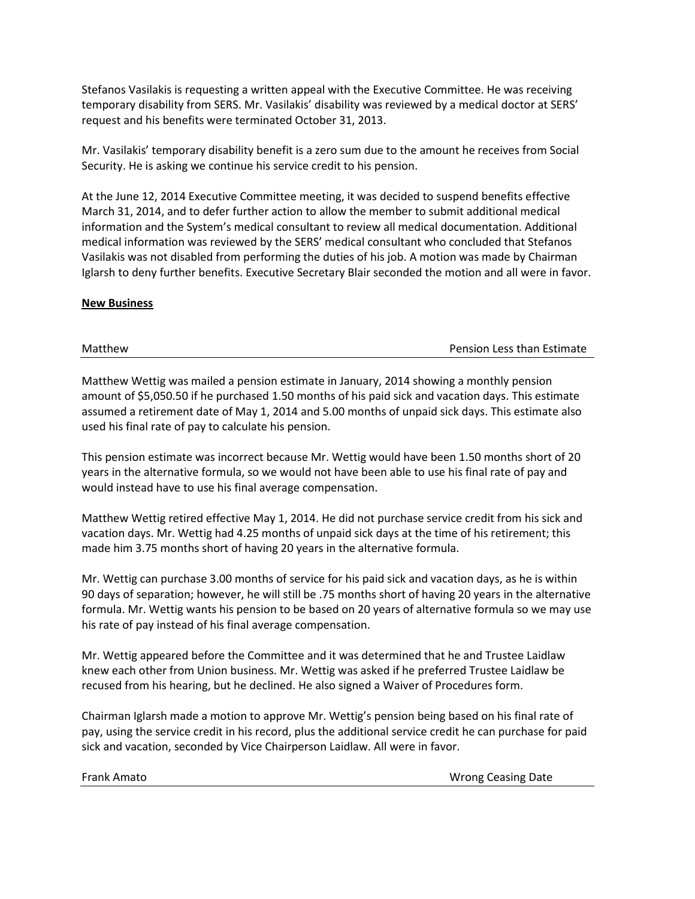Stefanos Vasilakis is requesting a written appeal with the Executive Committee. He was receiving temporary disability from SERS. Mr. Vasilakis' disability was reviewed by a medical doctor at SERS' request and his benefits were terminated October 31, 2013.

Mr. Vasilakis' temporary disability benefit is a zero sum due to the amount he receives from Social Security. He is asking we continue his service credit to his pension.

At the June 12, 2014 Executive Committee meeting, it was decided to suspend benefits effective March 31, 2014, and to defer further action to allow the member to submit additional medical information and the System's medical consultant to review all medical documentation. Additional medical information was reviewed by the SERS' medical consultant who concluded that Stefanos Vasilakis was not disabled from performing the duties of his job. A motion was made by Chairman Iglarsh to deny further benefits. Executive Secretary Blair seconded the motion and all were in favor.

**New Business**

| Matthew | Pension Less than Estimate |
|---|---|

Matthew Wettig was mailed a pension estimate in January, 2014 showing a monthly pension amount of $5,050.50 if he purchased 1.50 months of his paid sick and vacation days. This estimate assumed a retirement date of May 1, 2014 and 5.00 months of unpaid sick days. This estimate also used his final rate of pay to calculate his pension.

This pension estimate was incorrect because Mr. Wettig would have been 1.50 months short of 20 years in the alternative formula, so we would not have been able to use his final rate of pay and would instead have to use his final average compensation.

Matthew Wettig retired effective May 1, 2014. He did not purchase service credit from his sick and vacation days. Mr. Wettig had 4.25 months of unpaid sick days at the time of his retirement; this made him 3.75 months short of having 20 years in the alternative formula.

Mr. Wettig can purchase 3.00 months of service for his paid sick and vacation days, as he is within 90 days of separation; however, he will still be .75 months short of having 20 years in the alternative formula. Mr. Wettig wants his pension to be based on 20 years of alternative formula so we may use his rate of pay instead of his final average compensation.

Mr. Wettig appeared before the Committee and it was determined that he and Trustee Laidlaw knew each other from Union business. Mr. Wettig was asked if he preferred Trustee Laidlaw be recused from his hearing, but he declined. He also signed a Waiver of Procedures form.

Chairman Iglarsh made a motion to approve Mr. Wettig's pension being based on his final rate of pay, using the service credit in his record, plus the additional service credit he can purchase for paid sick and vacation, seconded by Vice Chairperson Laidlaw. All were in favor.

| Frank Amato | Wrong Ceasing Date |
|---|---|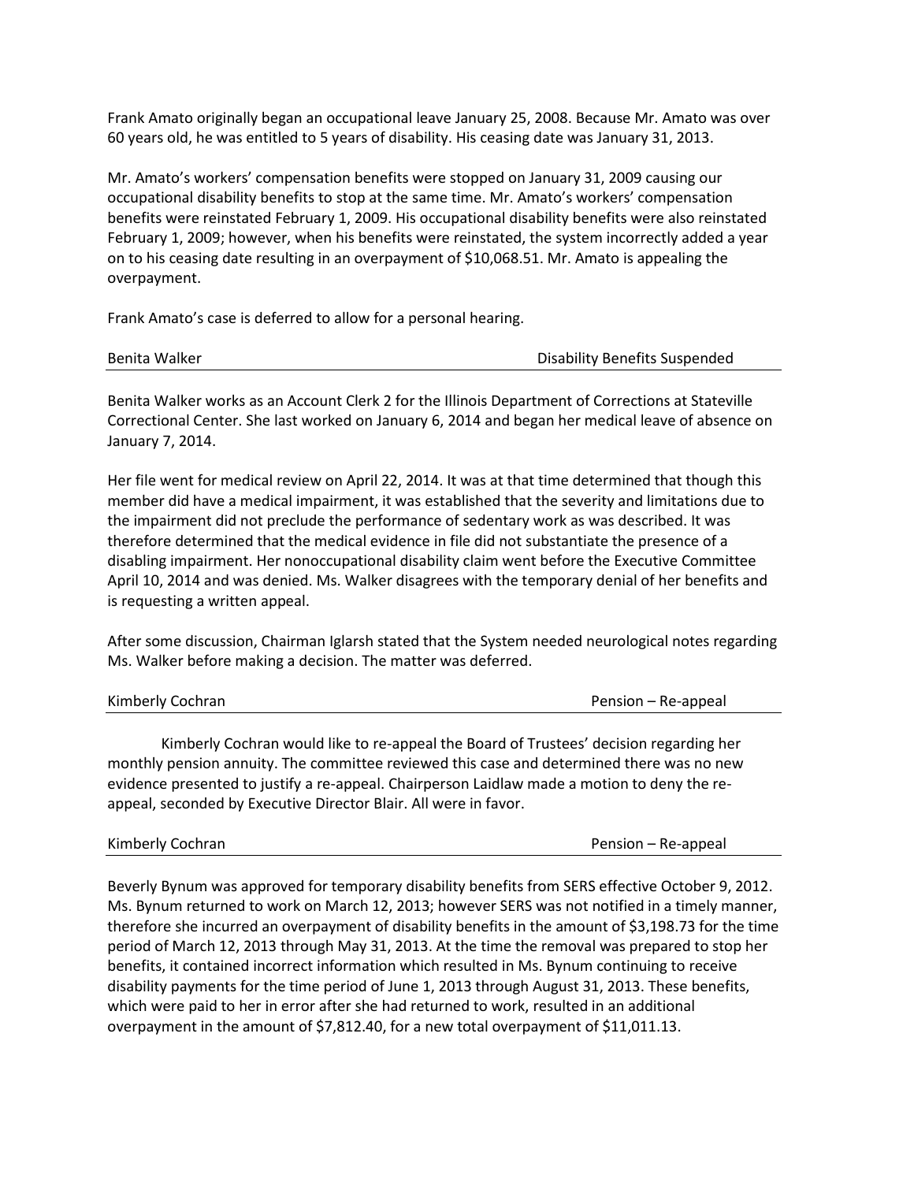Frank Amato originally began an occupational leave January 25, 2008. Because Mr. Amato was over 60 years old, he was entitled to 5 years of disability. His ceasing date was January 31, 2013.

Mr. Amato's workers' compensation benefits were stopped on January 31, 2009 causing our occupational disability benefits to stop at the same time. Mr. Amato's workers' compensation benefits were reinstated February 1, 2009. His occupational disability benefits were also reinstated February 1, 2009; however, when his benefits were reinstated, the system incorrectly added a year on to his ceasing date resulting in an overpayment of $10,068.51. Mr. Amato is appealing the overpayment.

Frank Amato's case is deferred to allow for a personal hearing.

| Benita Walker | Disability Benefits Suspended |
|---|---|

Benita Walker works as an Account Clerk 2 for the Illinois Department of Corrections at Stateville Correctional Center. She last worked on January 6, 2014 and began her medical leave of absence on January 7, 2014.

Her file went for medical review on April 22, 2014. It was at that time determined that though this member did have a medical impairment, it was established that the severity and limitations due to the impairment did not preclude the performance of sedentary work as was described. It was therefore determined that the medical evidence in file did not substantiate the presence of a disabling impairment. Her nonoccupational disability claim went before the Executive Committee April 10, 2014 and was denied. Ms. Walker disagrees with the temporary denial of her benefits and is requesting a written appeal.

After some discussion, Chairman Iglarsh stated that the System needed neurological notes regarding Ms. Walker before making a decision. The matter was deferred.

| Kimberly Cochran | Pension – Re-appeal |
|---|---|

Kimberly Cochran would like to re-appeal the Board of Trustees' decision regarding her monthly pension annuity. The committee reviewed this case and determined there was no new evidence presented to justify a re-appeal. Chairperson Laidlaw made a motion to deny the re-appeal, seconded by Executive Director Blair. All were in favor.

| Kimberly Cochran | Pension – Re-appeal |
|---|---|

Beverly Bynum was approved for temporary disability benefits from SERS effective October 9, 2012. Ms. Bynum returned to work on March 12, 2013; however SERS was not notified in a timely manner, therefore she incurred an overpayment of disability benefits in the amount of $3,198.73 for the time period of March 12, 2013 through May 31, 2013. At the time the removal was prepared to stop her benefits, it contained incorrect information which resulted in Ms. Bynum continuing to receive disability payments for the time period of June 1, 2013 through August 31, 2013. These benefits, which were paid to her in error after she had returned to work, resulted in an additional overpayment in the amount of $7,812.40, for a new total overpayment of $11,011.13.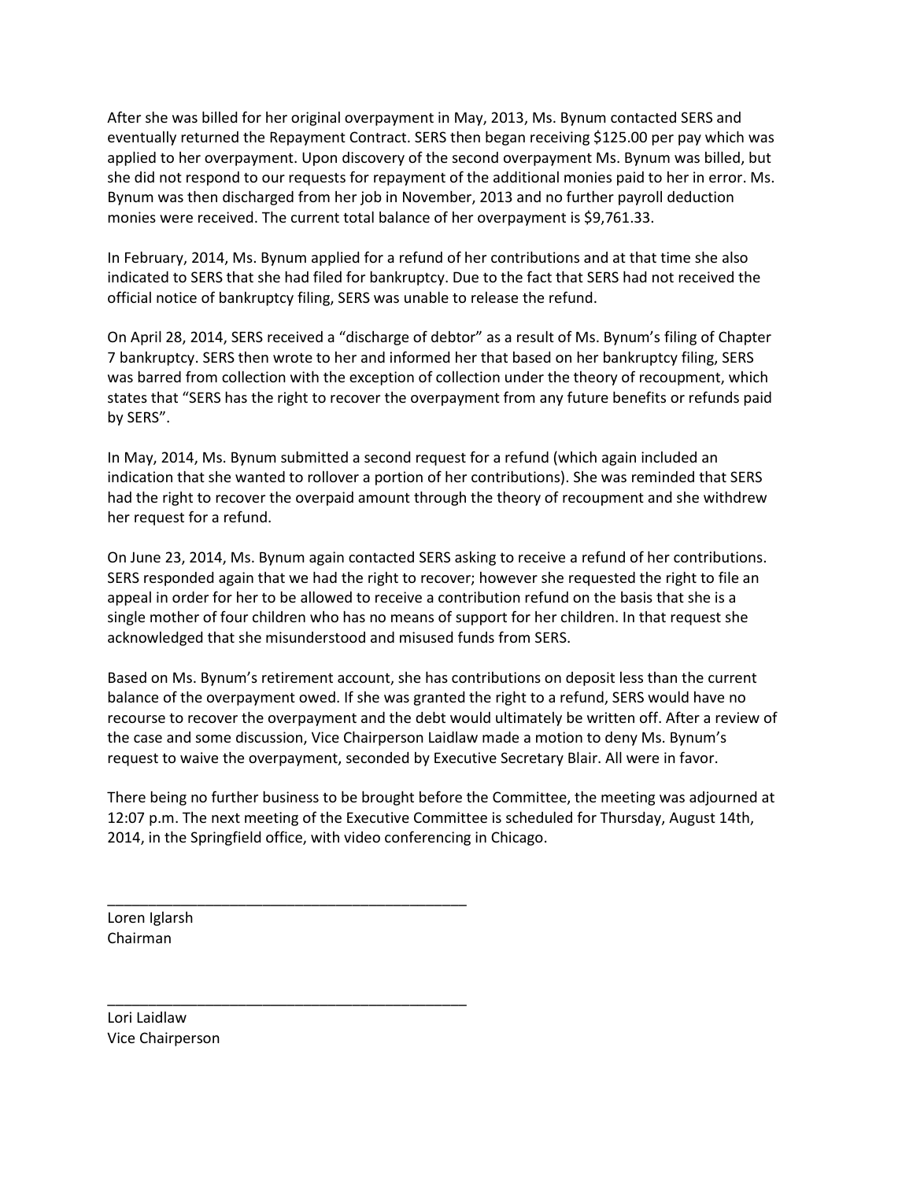After she was billed for her original overpayment in May, 2013, Ms. Bynum contacted SERS and eventually returned the Repayment Contract. SERS then began receiving $125.00 per pay which was applied to her overpayment. Upon discovery of the second overpayment Ms. Bynum was billed, but she did not respond to our requests for repayment of the additional monies paid to her in error. Ms. Bynum was then discharged from her job in November, 2013 and no further payroll deduction monies were received. The current total balance of her overpayment is $9,761.33.

In February, 2014, Ms. Bynum applied for a refund of her contributions and at that time she also indicated to SERS that she had filed for bankruptcy. Due to the fact that SERS had not received the official notice of bankruptcy filing, SERS was unable to release the refund.

On April 28, 2014, SERS received a "discharge of debtor" as a result of Ms. Bynum's filing of Chapter 7 bankruptcy. SERS then wrote to her and informed her that based on her bankruptcy filing, SERS was barred from collection with the exception of collection under the theory of recoupment, which states that "SERS has the right to recover the overpayment from any future benefits or refunds paid by SERS".

In May, 2014, Ms. Bynum submitted a second request for a refund (which again included an indication that she wanted to rollover a portion of her contributions). She was reminded that SERS had the right to recover the overpaid amount through the theory of recoupment and she withdrew her request for a refund.

On June 23, 2014, Ms. Bynum again contacted SERS asking to receive a refund of her contributions. SERS responded again that we had the right to recover; however she requested the right to file an appeal in order for her to be allowed to receive a contribution refund on the basis that she is a single mother of four children who has no means of support for her children. In that request she acknowledged that she misunderstood and misused funds from SERS.

Based on Ms. Bynum's retirement account, she has contributions on deposit less than the current balance of the overpayment owed. If she was granted the right to a refund, SERS would have no recourse to recover the overpayment and the debt would ultimately be written off. After a review of the case and some discussion, Vice Chairperson Laidlaw made a motion to deny Ms. Bynum's request to waive the overpayment, seconded by Executive Secretary Blair. All were in favor.

There being no further business to be brought before the Committee, the meeting was adjourned at 12:07 p.m. The next meeting of the Executive Committee is scheduled for Thursday, August 14th, 2014, in the Springfield office, with video conferencing in Chicago.

\_\_\_\_\_\_\_\_\_\_\_\_\_\_\_\_\_\_\_\_\_\_\_\_\_\_\_\_\_\_\_\_\_\_\_\_\_\_\_\_\_\_\_\_

Loren Iglarsh
Chairman

\_\_\_\_\_\_\_\_\_\_\_\_\_\_\_\_\_\_\_\_\_\_\_\_\_\_\_\_\_\_\_\_\_\_\_\_\_\_\_\_\_\_\_\_

Lori Laidlaw
Vice Chairperson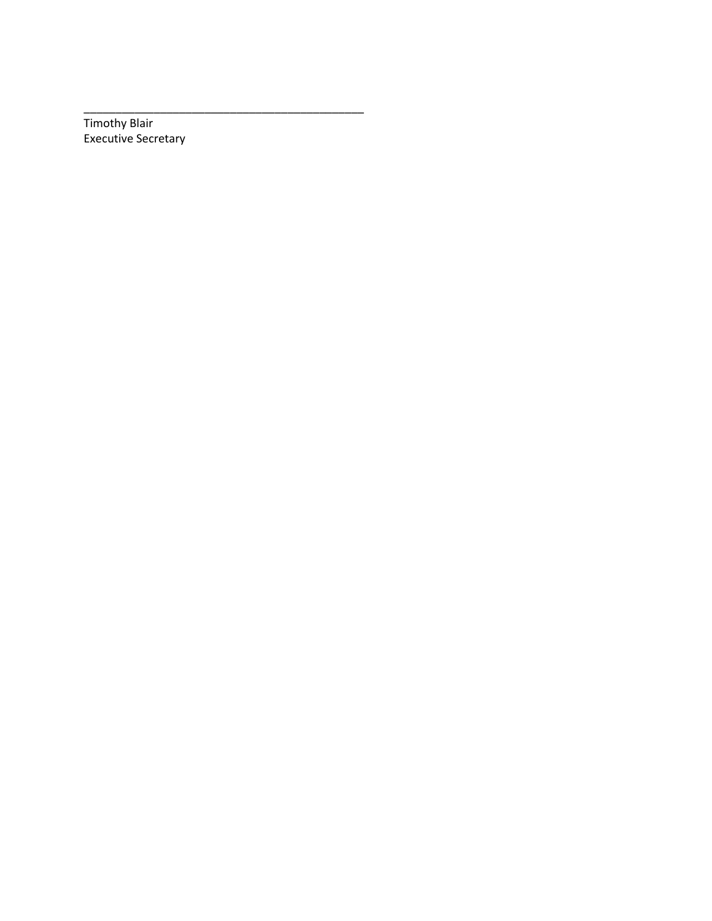_______________________________________________

Timothy Blair
Executive Secretary